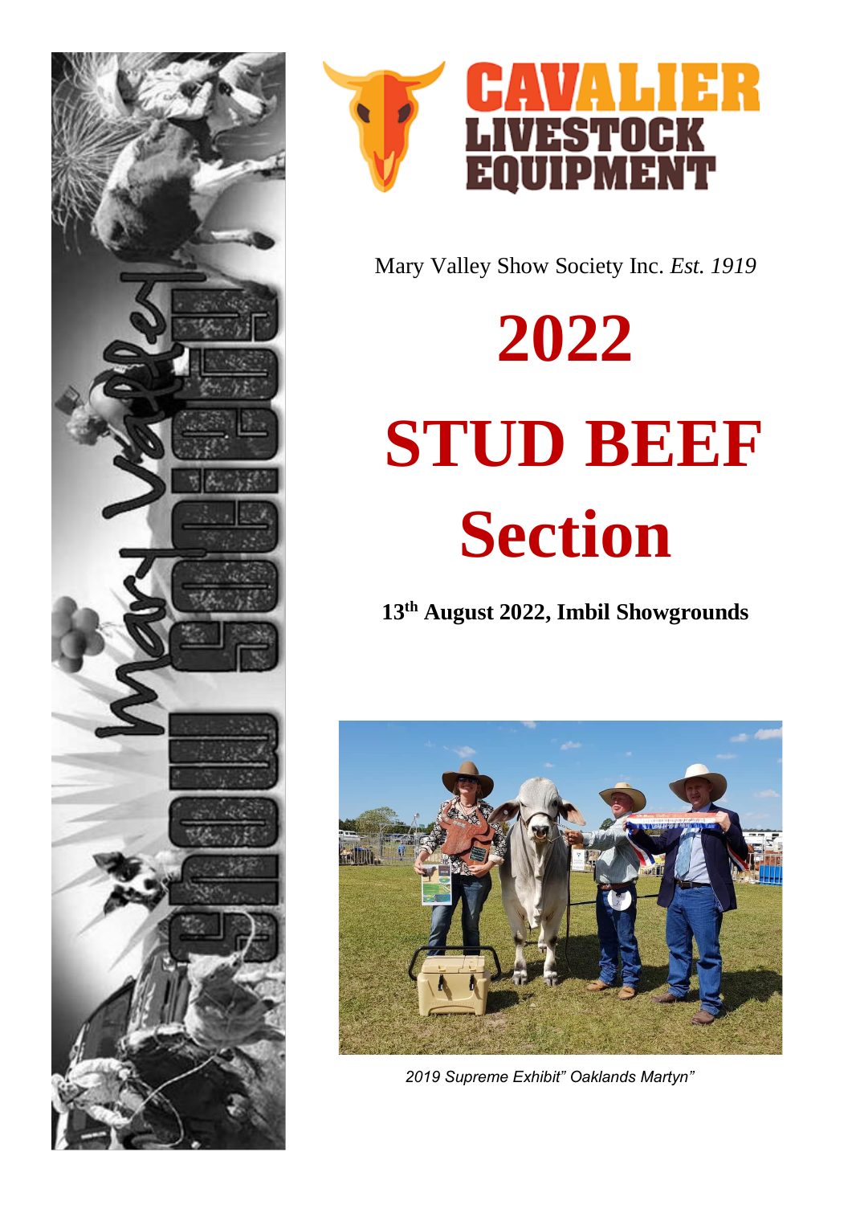CAVALIER LIVESTOCK EQUIPMENT

Mary Valley Show Society Inc. *Est. 1919*

# 2022

# STUD BEEF Section

**13th August 2022, Imbil Showgrounds**

*2019 Supreme Exhibit" Oaklands Martyn"*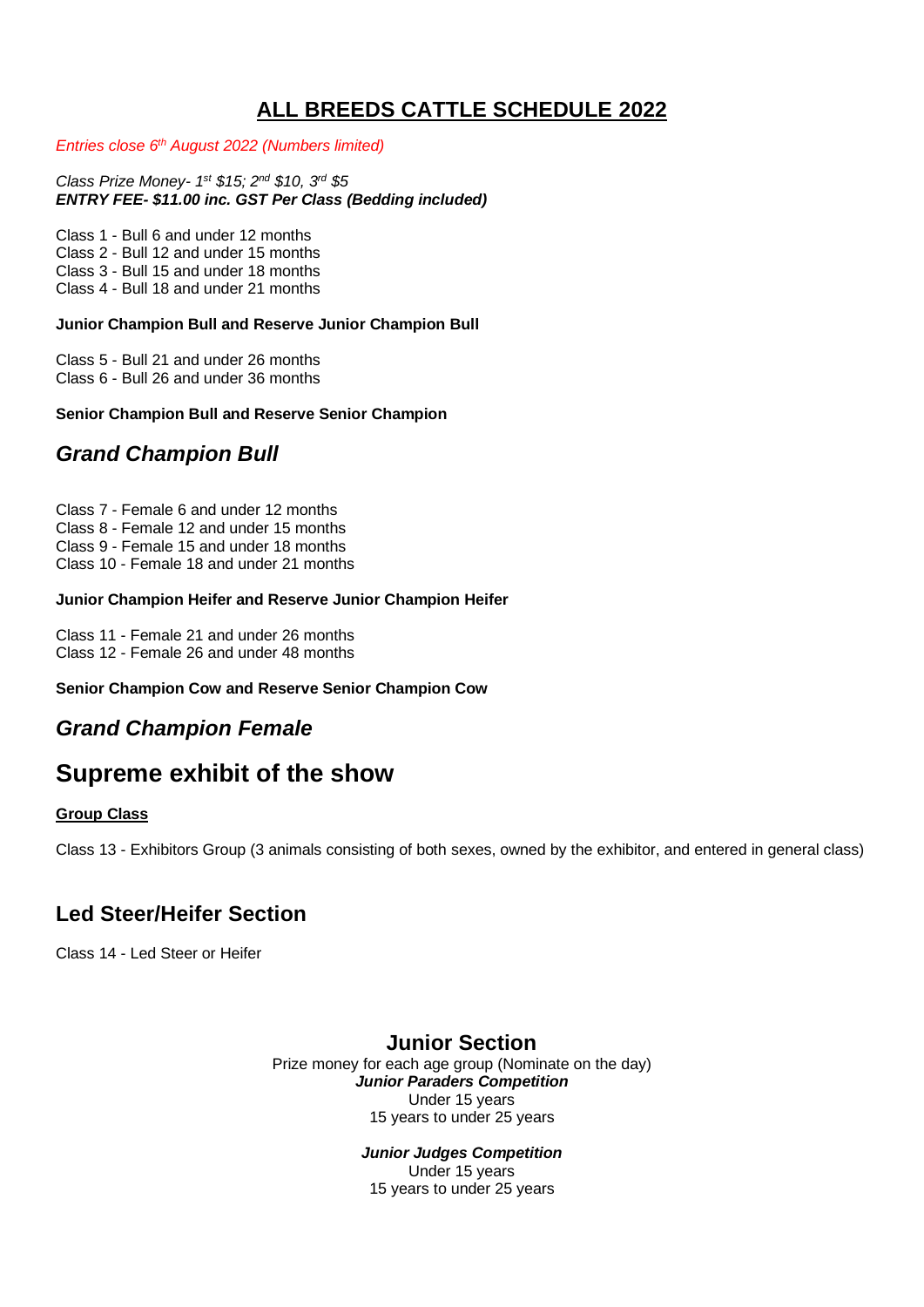# ALL BREEDS CATTLE SCHEDULE 2022

*Entries close 6th August 2022 (Numbers limited)*

*Class Prize Money- 1st $15; 2nd $10, 3rd $5*
***ENTRY FEE- $11.00 inc. GST Per Class (Bedding included)***

Class 1 - Bull 6 and under 12 months
Class 2 - Bull 12 and under 15 months
Class 3 - Bull 15 and under 18 months
Class 4 - Bull 18 and under 21 months

**Junior Champion Bull and Reserve Junior Champion Bull**

Class 5 - Bull 21 and under 26 months
Class 6 - Bull 26 and under 36 months

**Senior Champion Bull and Reserve Senior Champion**

## *Grand Champion Bull*

Class 7 - Female 6 and under 12 months
Class 8 - Female 12 and under 15 months
Class 9 - Female 15 and under 18 months
Class 10 - Female 18 and under 21 months

**Junior Champion Heifer and Reserve Junior Champion Heifer**

Class 11 - Female 21 and under 26 months
Class 12 - Female 26 and under 48 months

**Senior Champion Cow and Reserve Senior Champion Cow**

## *Grand Champion Female*

# Supreme exhibit of the show

**Group Class**

Class 13 - Exhibitors Group (3 animals consisting of both sexes, owned by the exhibitor, and entered in general class)

## Led Steer/Heifer Section

Class 14 - Led Steer or Heifer

## Junior Section

Prize money for each age group (Nominate on the day)

***Junior Paraders Competition***

Under 15 years
15 years to under 25 years

***Junior Judges Competition***

Under 15 years
15 years to under 25 years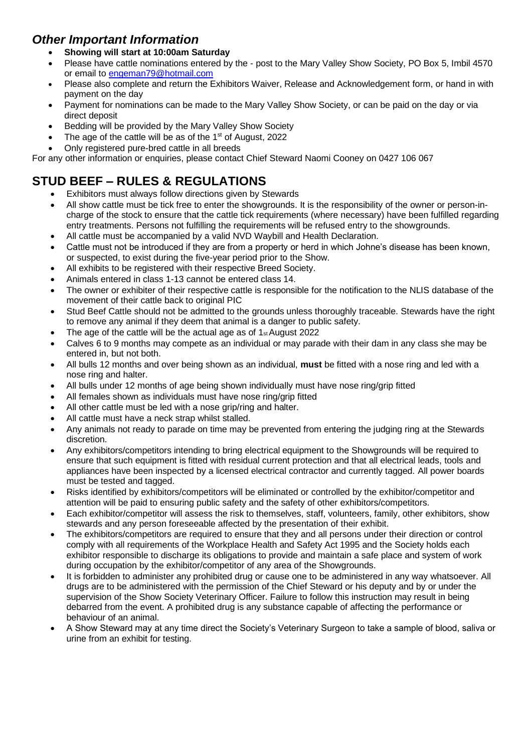## *Other Important Information*

- **Showing will start at 10:00am Saturday**
- Please have cattle nominations entered by the - post to the Mary Valley Show Society, PO Box 5, Imbil 4570 or email to engeman79@hotmail.com
- Please also complete and return the Exhibitors Waiver, Release and Acknowledgement form, or hand in with payment on the day
- Payment for nominations can be made to the Mary Valley Show Society, or can be paid on the day or via direct deposit
- Bedding will be provided by the Mary Valley Show Society
- The age of the cattle will be as of the 1st of August, 2022
- Only registered pure-bred cattle in all breeds

For any other information or enquiries, please contact Chief Steward Naomi Cooney on 0427 106 067

# STUD BEEF – RULES & REGULATIONS

- Exhibitors must always follow directions given by Stewards
- All show cattle must be tick free to enter the showgrounds. It is the responsibility of the owner or person-in-charge of the stock to ensure that the cattle tick requirements (where necessary) have been fulfilled regarding entry treatments. Persons not fulfilling the requirements will be refused entry to the showgrounds.
- All cattle must be accompanied by a valid NVD Waybill and Health Declaration.
- Cattle must not be introduced if they are from a property or herd in which Johne's disease has been known, or suspected, to exist during the five-year period prior to the Show.
- All exhibits to be registered with their respective Breed Society.
- Animals entered in class 1-13 cannot be entered class 14.
- The owner or exhibiter of their respective cattle is responsible for the notification to the NLIS database of the movement of their cattle back to original PIC
- Stud Beef Cattle should not be admitted to the grounds unless thoroughly traceable. Stewards have the right to remove any animal if they deem that animal is a danger to public safety.
- The age of the cattle will be the actual age as of 1st August 2022
- Calves 6 to 9 months may compete as an individual or may parade with their dam in any class she may be entered in, but not both.
- All bulls 12 months and over being shown as an individual, **must** be fitted with a nose ring and led with a nose ring and halter.
- All bulls under 12 months of age being shown individually must have nose ring/grip fitted
- All females shown as individuals must have nose ring/grip fitted
- All other cattle must be led with a nose grip/ring and halter.
- All cattle must have a neck strap whilst stalled.
- Any animals not ready to parade on time may be prevented from entering the judging ring at the Stewards discretion.
- Any exhibitors/competitors intending to bring electrical equipment to the Showgrounds will be required to ensure that such equipment is fitted with residual current protection and that all electrical leads, tools and appliances have been inspected by a licensed electrical contractor and currently tagged. All power boards must be tested and tagged.
- Risks identified by exhibitors/competitors will be eliminated or controlled by the exhibitor/competitor and attention will be paid to ensuring public safety and the safety of other exhibitors/competitors.
- Each exhibitor/competitor will assess the risk to themselves, staff, volunteers, family, other exhibitors, show stewards and any person foreseeable affected by the presentation of their exhibit.
- The exhibitors/competitors are required to ensure that they and all persons under their direction or control comply with all requirements of the Workplace Health and Safety Act 1995 and the Society holds each exhibitor responsible to discharge its obligations to provide and maintain a safe place and system of work during occupation by the exhibitor/competitor of any area of the Showgrounds.
- It is forbidden to administer any prohibited drug or cause one to be administered in any way whatsoever. All drugs are to be administered with the permission of the Chief Steward or his deputy and by or under the supervision of the Show Society Veterinary Officer. Failure to follow this instruction may result in being debarred from the event. A prohibited drug is any substance capable of affecting the performance or behaviour of an animal.
- A Show Steward may at any time direct the Society's Veterinary Surgeon to take a sample of blood, saliva or urine from an exhibit for testing.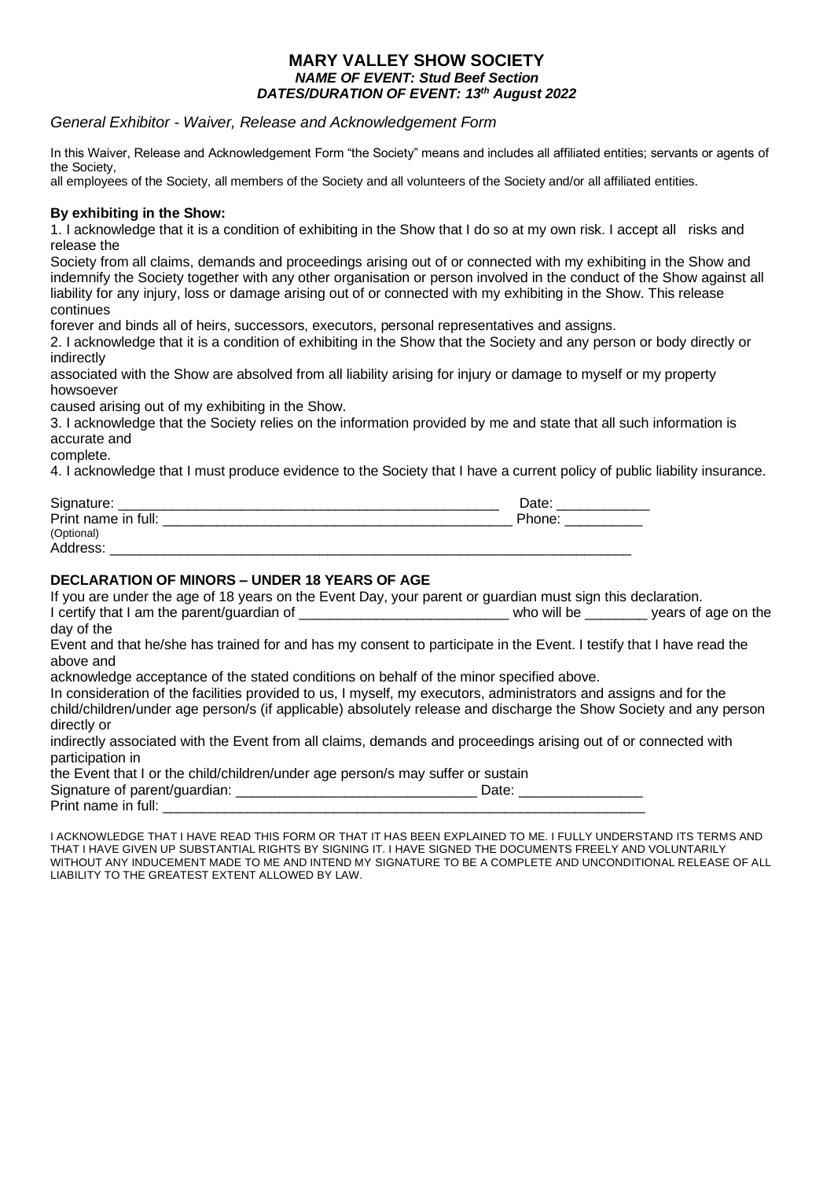# MARY VALLEY SHOW SOCIETY

***NAME OF EVENT: Stud Beef Section***

***DATES/DURATION OF EVENT: 13th August 2022***

*General Exhibitor - Waiver, Release and Acknowledgement Form*

In this Waiver, Release and Acknowledgement Form "the Society" means and includes all affiliated entities; servants or agents of the Society, all employees of the Society, all members of the Society and all volunteers of the Society and/or all affiliated entities.

**By exhibiting in the Show:**

1. I acknowledge that it is a condition of exhibiting in the Show that I do so at my own risk. I accept all risks and release the Society from all claims, demands and proceedings arising out of or connected with my exhibiting in the Show and indemnify the Society together with any other organisation or person involved in the conduct of the Show against all liability for any injury, loss or damage arising out of or connected with my exhibiting in the Show. This release continues forever and binds all of heirs, successors, executors, personal representatives and assigns.
2. I acknowledge that it is a condition of exhibiting in the Show that the Society and any person or body directly or indirectly associated with the Show are absolved from all liability arising for injury or damage to myself or my property howsoever caused arising out of my exhibiting in the Show.
3. I acknowledge that the Society relies on the information provided by me and state that all such information is accurate and complete.
4. I acknowledge that I must produce evidence to the Society that I have a current policy of public liability insurance.

Signature: ______________________________________________ Date: ____________

Print name in full: ______________________________________________ Phone: __________

(Optional)

Address: ______________________________________________________________________

**DECLARATION OF MINORS – UNDER 18 YEARS OF AGE**

If you are under the age of 18 years on the Event Day, your parent or guardian must sign this declaration.

I certify that I am the parent/guardian of ___________________________ who will be ________ years of age on the day of the Event and that he/she has trained for and has my consent to participate in the Event. I testify that I have read the above and acknowledge acceptance of the stated conditions on behalf of the minor specified above.

In consideration of the facilities provided to us, I myself, my executors, administrators and assigns and for the child/children/under age person/s (if applicable) absolutely release and discharge the Show Society and any person directly or indirectly associated with the Event from all claims, demands and proceedings arising out of or connected with participation in the Event that I or the child/children/under age person/s may suffer or sustain

Signature of parent/guardian: _______________________________ Date: ________________

Print name in full: _________________________________________________________________

I ACKNOWLEDGE THAT I HAVE READ THIS FORM OR THAT IT HAS BEEN EXPLAINED TO ME. I FULLY UNDERSTAND ITS TERMS AND THAT I HAVE GIVEN UP SUBSTANTIAL RIGHTS BY SIGNING IT. I HAVE SIGNED THE DOCUMENTS FREELY AND VOLUNTARILY WITHOUT ANY INDUCEMENT MADE TO ME AND INTEND MY SIGNATURE TO BE A COMPLETE AND UNCONDITIONAL RELEASE OF ALL LIABILITY TO THE GREATEST EXTENT ALLOWED BY LAW.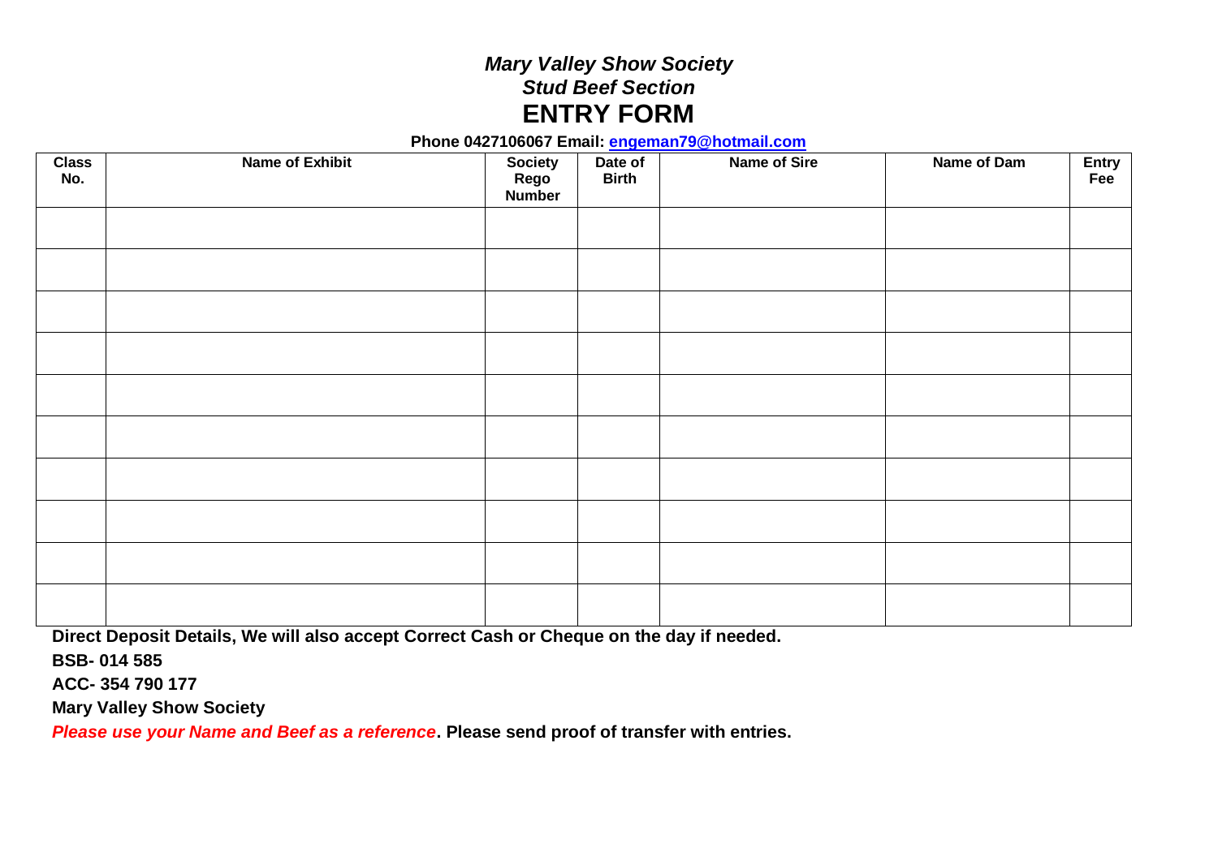***Mary Valley Show Society***

***Stud Beef Section***

# ENTRY FORM

**Phone 0427106067 Email: engeman79@hotmail.com**

| Class No. | Name of Exhibit | Society Rego Number | Date of Birth | Name of Sire | Name of Dam | Entry Fee |
|---|---|---|---|---|---|---|
| | | | | | | |
| | | | | | | |
| | | | | | | |
| | | | | | | |
| | | | | | | |
| | | | | | | |
| | | | | | | |
| | | | | | | |
| | | | | | | |
| | | | | | | |

**Direct Deposit Details, We will also accept Correct Cash or Cheque on the day if needed.**

**BSB- 014 585**

**ACC- 354 790 177**

**Mary Valley Show Society**

***Please use your Name and Beef as a reference*. Please send proof of transfer with entries.**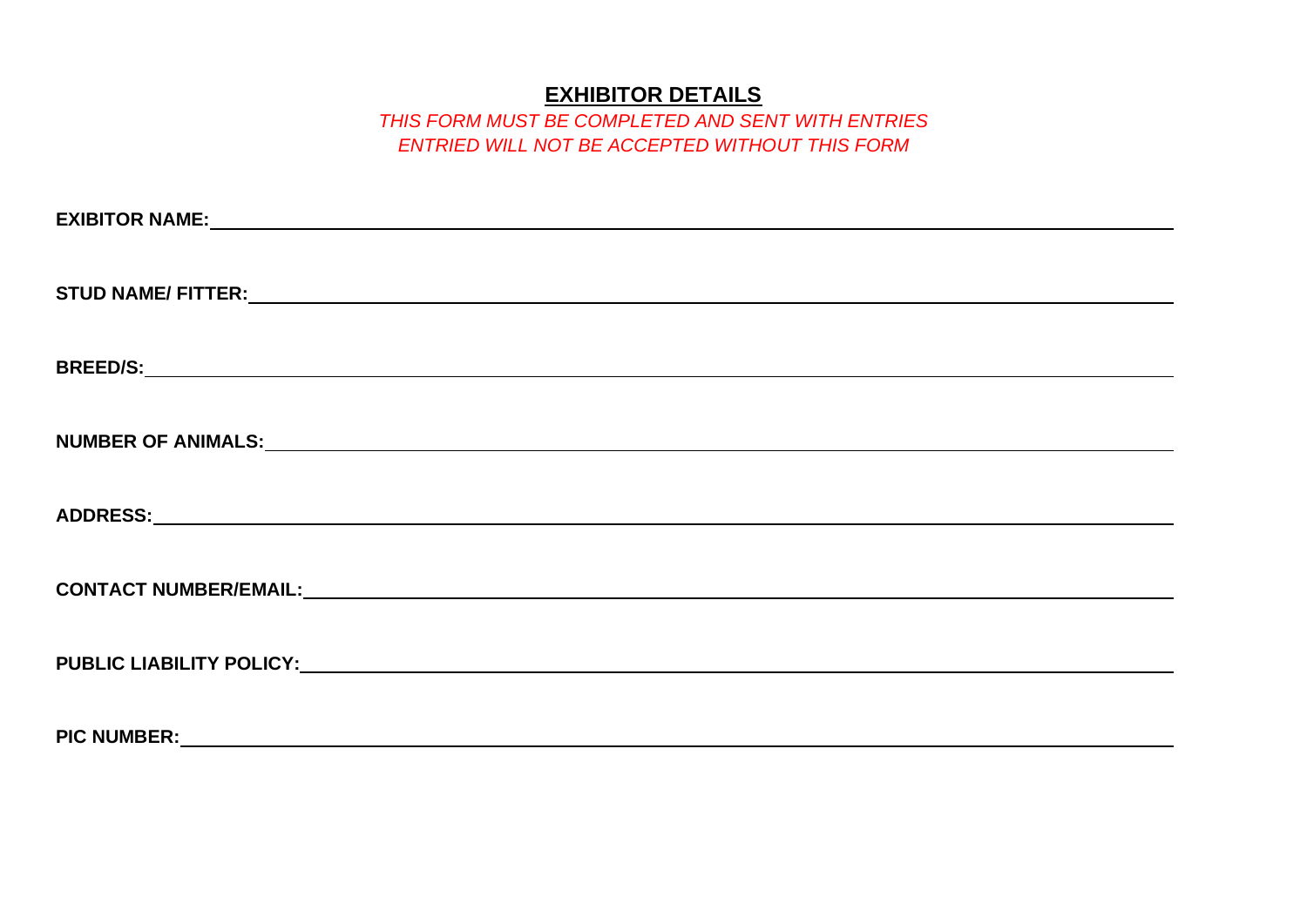## EXHIBITOR DETAILS

*THIS FORM MUST BE COMPLETED AND SENT WITH ENTRIES*
*ENTRIED WILL NOT BE ACCEPTED WITHOUT THIS FORM*

**EXIBITOR NAME:** ______________________________________________

**STUD NAME/ FITTER:** ______________________________________________

**BREED/S:** ______________________________________________

**NUMBER OF ANIMALS:** ______________________________________________

**ADDRESS:** ______________________________________________

**CONTACT NUMBER/EMAIL:** ______________________________________________

**PUBLIC LIABILITY POLICY:** ______________________________________________

**PIC NUMBER:** ______________________________________________